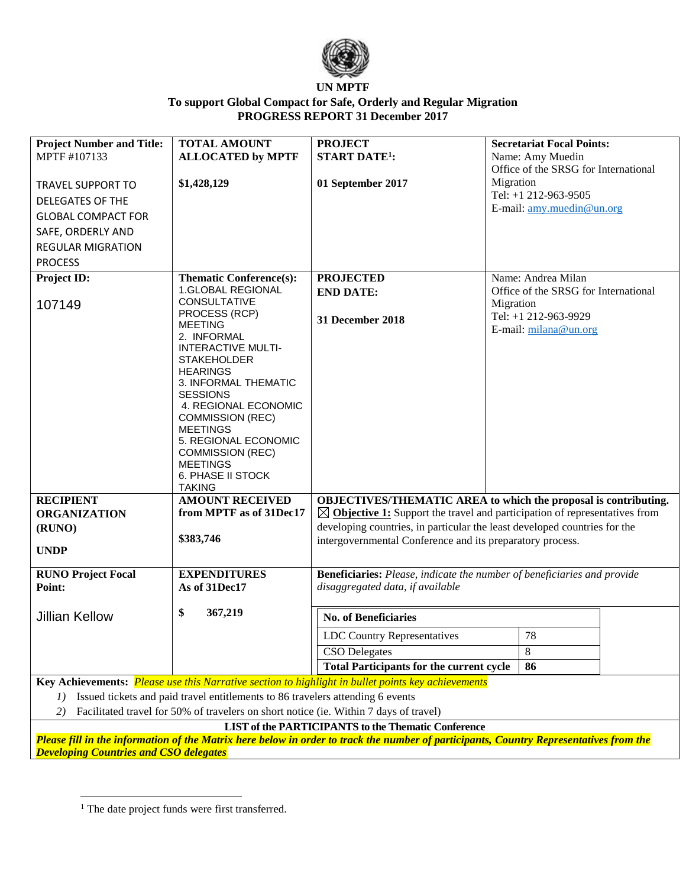**UN MPTF**

**To support Global Compact for Safe, Orderly and Regular Migration**

**PROGRESS REPORT 31 December 2017**

| **Project Number and Title:** MPTF #107133 TRAVEL SUPPORT TO DELEGATES OF THE GLOBAL COMPACT FOR SAFE, ORDERLY AND REGULAR MIGRATION PROCESS | **TOTAL AMOUNT ALLOCATED by MPTF** **$1,428,129** | **PROJECT START DATE[1]:** **01 September 2017** | **Secretariat Focal Points:** Name: Amy Muedin Office of the SRSG for International Migration Tel: +1 212-963-9505 E-mail: amy.muedin@un.org |
|---|---|---|---|
| **Project ID:** 107149 | **Thematic Conference(s):** 1.GLOBAL REGIONAL CONSULTATIVE PROCESS (RCP) MEETING 2. INFORMAL INTERACTIVE MULTI-STAKEHOLDER HEARINGS 3. INFORMAL THEMATIC SESSIONS 4. REGIONAL ECONOMIC COMMISSION (REC) MEETINGS 5. REGIONAL ECONOMIC COMMISSION (REC) MEETINGS 6. PHASE II STOCK TAKING | **PROJECTED END DATE:** **31 December 2018** | Name: Andrea Milan Office of the SRSG for International Migration Tel: +1 212-963-9929 E-mail: milana@un.org |
| **RECIPIENT ORGANIZATION (RUNO)** **UNDP** | **AMOUNT RECEIVED from MPTF as of 31Dec17** **$383,746** | **OBJECTIVES/THEMATIC AREA to which the proposal is contributing.** ☒ **Objective 1:** Support the travel and participation of representatives from developing countries, in particular the least developed countries for the intergovernmental Conference and its preparatory process. | |
| **RUNO Project Focal Point:** Jillian Kellow | **EXPENDITURES As of 31Dec17** **$ 367,219** | **Beneficiaries:** *Please, indicate the number of beneficiaries and provide disaggregated data, if available* | |

| **No. of Beneficiaries** | |
|---|---|
| LDC Country Representatives | 78 |
| CSO Delegates | 8 |
| **Total Participants for the current cycle** | **86** |

**Key Achievements:** *Please use this Narrative section to highlight in bullet points key achievements*

1) Issued tickets and paid travel entitlements to 86 travelers attending 6 events
2) Facilitated travel for 50% of travelers on short notice (ie. Within 7 days of travel)

**LIST of the PARTICIPANTS to the Thematic Conference**

***Please fill in the information of the Matrix here below in order to track the number of participants, Country Representatives from the Developing Countries and CSO delegates***

[1] The date project funds were first transferred.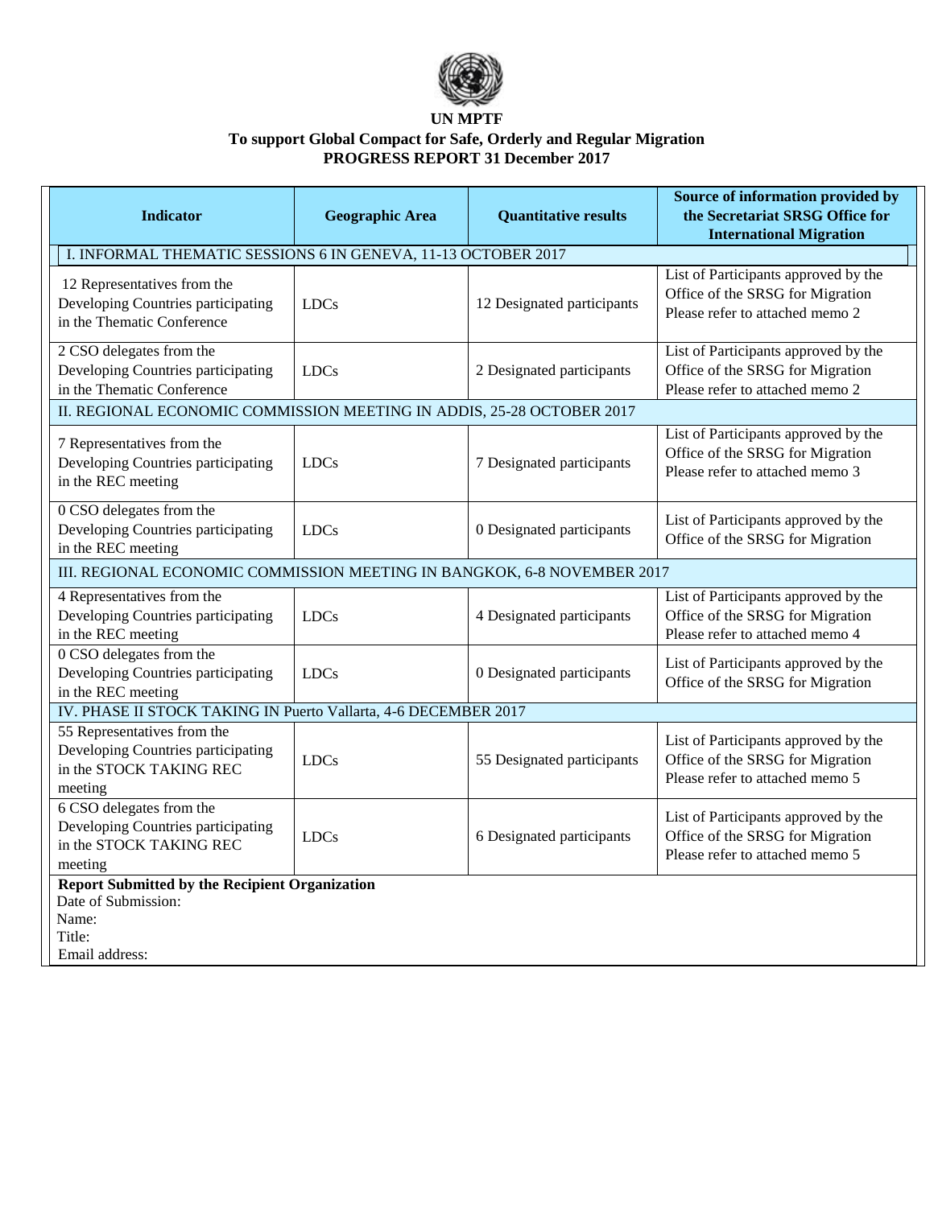**UN MPTF**
**To support Global Compact for Safe, Orderly and Regular Migration**
**PROGRESS REPORT 31 December 2017**

| Indicator | Geographic Area | Quantitative results | Source of information provided by the Secretariat SRSG Office for International Migration |
|---|---|---|---|
| I. INFORMAL THEMATIC SESSIONS 6 IN GENEVA, 11-13 OCTOBER 2017 | | | |
| 12 Representatives from the Developing Countries participating in the Thematic Conference | LDCs | 12 Designated participants | List of Participants approved by the Office of the SRSG for Migration Please refer to attached memo 2 |
| 2 CSO delegates from the Developing Countries participating in the Thematic Conference | LDCs | 2 Designated participants | List of Participants approved by the Office of the SRSG for Migration Please refer to attached memo 2 |
| II. REGIONAL ECONOMIC COMMISSION MEETING IN ADDIS, 25-28 OCTOBER 2017 | | | |
| 7 Representatives from the Developing Countries participating in the REC meeting | LDCs | 7 Designated participants | List of Participants approved by the Office of the SRSG for Migration Please refer to attached memo 3 |
| 0 CSO delegates from the Developing Countries participating in the REC meeting | LDCs | 0 Designated participants | List of Participants approved by the Office of the SRSG for Migration |
| III. REGIONAL ECONOMIC COMMISSION MEETING IN BANGKOK, 6-8 NOVEMBER 2017 | | | |
| 4 Representatives from the Developing Countries participating in the REC meeting | LDCs | 4 Designated participants | List of Participants approved by the Office of the SRSG for Migration Please refer to attached memo 4 |
| 0 CSO delegates from the Developing Countries participating in the REC meeting | LDCs | 0 Designated participants | List of Participants approved by the Office of the SRSG for Migration |
| IV. PHASE II STOCK TAKING IN Puerto Vallarta, 4-6 DECEMBER 2017 | | | |
| 55 Representatives from the Developing Countries participating in the STOCK TAKING REC meeting | LDCs | 55 Designated participants | List of Participants approved by the Office of the SRSG for Migration Please refer to attached memo 5 |
| 6 CSO delegates from the Developing Countries participating in the STOCK TAKING REC meeting | LDCs | 6 Designated participants | List of Participants approved by the Office of the SRSG for Migration Please refer to attached memo 5 |

**Report Submitted by the Recipient Organization**
Date of Submission:
Name:
Title:
Email address: